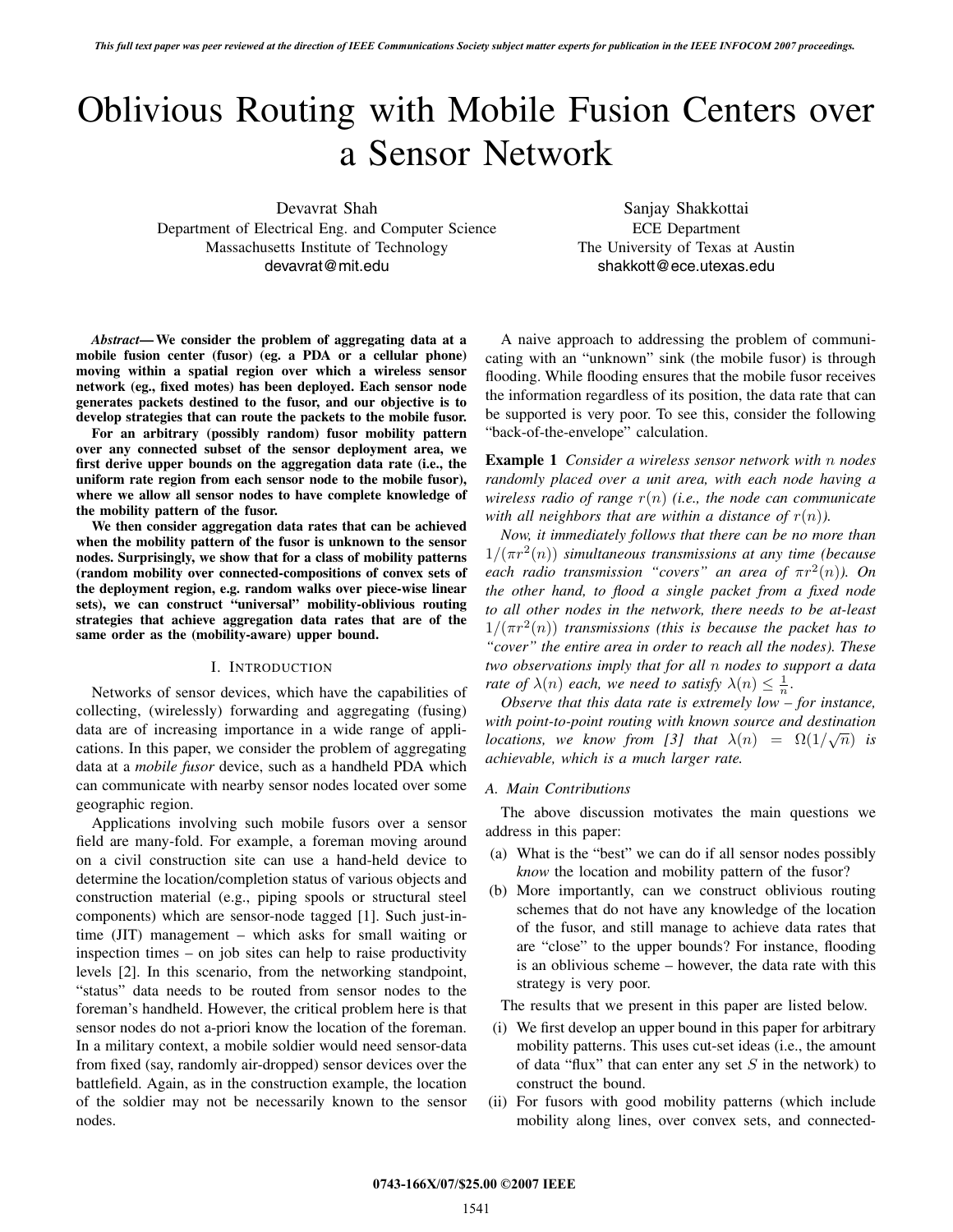# Oblivious Routing with Mobile Fusion Centers over a Sensor Network

Devavrat Shah
Department of Electrical Eng. and Computer Science
Massachusetts Institute of Technology
devavrat@mit.edu

Sanjay Shakkottai
ECE Department
The University of Texas at Austin
shakkott@ece.utexas.edu

***Abstract*— We consider the problem of aggregating data at a mobile fusion center (fusor) (eg. a PDA or a cellular phone) moving within a spatial region over which a wireless sensor network (eg., fixed motes) has been deployed. Each sensor node generates packets destined to the fusor, and our objective is to develop strategies that can route the packets to the mobile fusor.**

**For an arbitrary (possibly random) fusor mobility pattern over any connected subset of the sensor deployment area, we first derive upper bounds on the aggregation data rate (i.e., the uniform rate region from each sensor node to the mobile fusor), where we allow all sensor nodes to have complete knowledge of the mobility pattern of the fusor.**

**We then consider aggregation data rates that can be achieved when the mobility pattern of the fusor is unknown to the sensor nodes. Surprisingly, we show that for a class of mobility patterns (random mobility over connected-compositions of convex sets of the deployment region, e.g. random walks over piece-wise linear sets), we can construct "universal" mobility-oblivious routing strategies that achieve aggregation data rates that are of the same order as the (mobility-aware) upper bound.**

## I. Introduction

Networks of sensor devices, which have the capabilities of collecting, (wirelessly) forwarding and aggregating (fusing) data are of increasing importance in a wide range of applications. In this paper, we consider the problem of aggregating data at a *mobile fusor* device, such as a handheld PDA which can communicate with nearby sensor nodes located over some geographic region.

Applications involving such mobile fusors over a sensor field are many-fold. For example, a foreman moving around on a civil construction site can use a hand-held device to determine the location/completion status of various objects and construction material (e.g., piping spools or structural steel components) which are sensor-node tagged [1]. Such just-in-time (JIT) management – which asks for small waiting or inspection times – on job sites can help to raise productivity levels [2]. In this scenario, from the networking standpoint, "status" data needs to be routed from sensor nodes to the foreman's handheld. However, the critical problem here is that sensor nodes do not a-priori know the location of the foreman. In a military context, a mobile soldier would need sensor-data from fixed (say, randomly air-dropped) sensor devices over the battlefield. Again, as in the construction example, the location of the soldier may not be necessarily known to the sensor nodes.

A naive approach to addressing the problem of communicating with an "unknown" sink (the mobile fusor) is through flooding. While flooding ensures that the mobile fusor receives the information regardless of its position, the data rate that can be supported is very poor. To see this, consider the following "back-of-the-envelope" calculation.

**Example 1** *Consider a wireless sensor network with $n$ nodes randomly placed over a unit area, with each node having a wireless radio of range $r(n)$ (i.e., the node can communicate with all neighbors that are within a distance of $r(n)$).*

*Now, it immediately follows that there can be no more than $1/(\pi r^2(n))$ simultaneous transmissions at any time (because each radio transmission "covers" an area of $\pi r^2(n)$). On the other hand, to flood a single packet from a fixed node to all other nodes in the network, there needs to be at-least $1/(\pi r^2(n))$ transmissions (this is because the packet has to "cover" the entire area in order to reach all the nodes). These two observations imply that for all $n$ nodes to support a data rate of $\lambda(n)$ each, we need to satisfy $\lambda(n) \leq \frac{1}{n}$.*

*Observe that this data rate is extremely low – for instance, with point-to-point routing with known source and destination locations, we know from [3] that $\lambda(n) = \Omega(1/\sqrt{n})$ is achievable, which is a much larger rate.*

### A. Main Contributions

The above discussion motivates the main questions we address in this paper:

(a) What is the "best" we can do if all sensor nodes possibly *know* the location and mobility pattern of the fusor?

(b) More importantly, can we construct oblivious routing schemes that do not have any knowledge of the location of the fusor, and still manage to achieve data rates that are "close" to the upper bounds? For instance, flooding is an oblivious scheme – however, the data rate with this strategy is very poor.

The results that we present in this paper are listed below.

(i) We first develop an upper bound in this paper for arbitrary mobility patterns. This uses cut-set ideas (i.e., the amount of data "flux" that can enter any set $S$ in the network) to construct the bound.

(ii) For fusors with good mobility patterns (which include mobility along lines, over convex sets, and connected-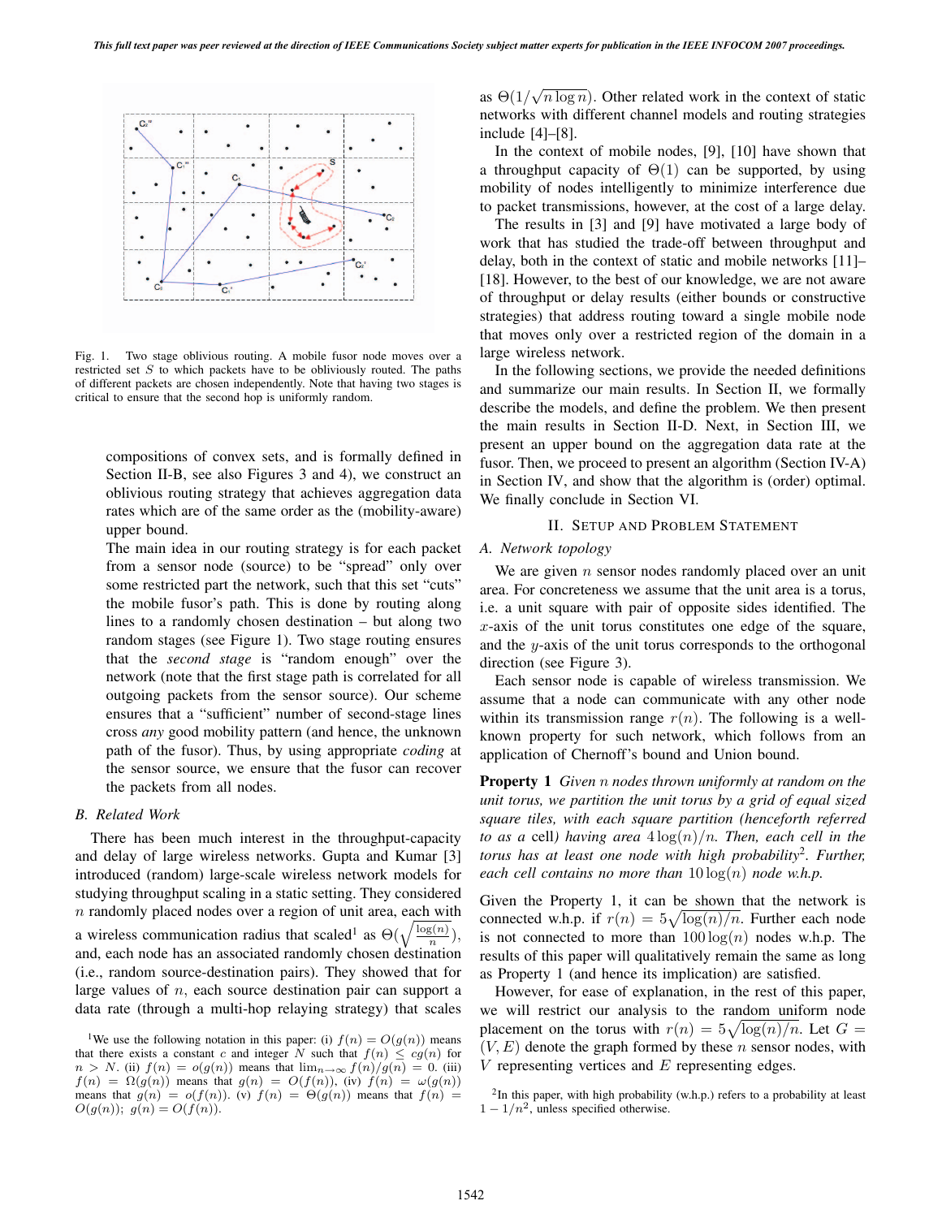Fig. 1. Two stage oblivious routing. A mobile fusor node moves over a restricted set $S$ to which packets have to be obliviously routed. The paths of different packets are chosen independently. Note that having two stages is critical to ensure that the second hop is uniformly random.

compositions of convex sets, and is formally defined in Section II-B, see also Figures 3 and 4), we construct an oblivious routing strategy that achieves aggregation data rates which are of the same order as the (mobility-aware) upper bound.

The main idea in our routing strategy is for each packet from a sensor node (source) to be "spread" only over some restricted part the network, such that this set "cuts" the mobile fusor's path. This is done by routing along lines to a randomly chosen destination – but along two random stages (see Figure 1). Two stage routing ensures that the *second stage* is "random enough" over the network (note that the first stage path is correlated for all outgoing packets from the sensor source). Our scheme ensures that a "sufficient" number of second-stage lines cross *any* good mobility pattern (and hence, the unknown path of the fusor). Thus, by using appropriate *coding* at the sensor source, we ensure that the fusor can recover the packets from all nodes.

### B. Related Work

There has been much interest in the throughput-capacity and delay of large wireless networks. Gupta and Kumar [3] introduced (random) large-scale wireless network models for studying throughput scaling in a static setting. They considered $n$ randomly placed nodes over a region of unit area, each with a wireless communication radius that scaled[1] as $\Theta(\sqrt{\frac{\log(n)}{n}})$, and, each node has an associated randomly chosen destination (i.e., random source-destination pairs). They showed that for large values of $n$, each source destination pair can support a data rate (through a multi-hop relaying strategy) that scales as $\Theta(1/\sqrt{n \log n})$. Other related work in the context of static networks with different channel models and routing strategies include [4]–[8].

In the context of mobile nodes, [9], [10] have shown that a throughput capacity of $\Theta(1)$ can be supported, by using mobility of nodes intelligently to minimize interference due to packet transmissions, however, at the cost of a large delay.

The results in [3] and [9] have motivated a large body of work that has studied the trade-off between throughput and delay, both in the context of static and mobile networks [11]–[18]. However, to the best of our knowledge, we are not aware of throughput or delay results (either bounds or constructive strategies) that address routing toward a single mobile node that moves only over a restricted region of the domain in a large wireless network.

In the following sections, we provide the needed definitions and summarize our main results. In Section II, we formally describe the models, and define the problem. We then present the main results in Section II-D. Next, in Section III, we present an upper bound on the aggregation data rate at the fusor. Then, we proceed to present an algorithm (Section IV-A) in Section IV, and show that the algorithm is (order) optimal. We finally conclude in Section VI.

## II. Setup and Problem Statement

### A. Network topology

We are given $n$ sensor nodes randomly placed over an unit area. For concreteness we assume that the unit area is a torus, i.e. a unit square with pair of opposite sides identified. The $x$-axis of the unit torus constitutes one edge of the square, and the $y$-axis of the unit torus corresponds to the orthogonal direction (see Figure 3).

Each sensor node is capable of wireless transmission. We assume that a node can communicate with any other node within its transmission range $r(n)$. The following is a well-known property for such network, which follows from an application of Chernoff's bound and Union bound.

**Property 1** *Given $n$ nodes thrown uniformly at random on the unit torus, we partition the unit torus by a grid of equal sized square tiles, with each square partition (henceforth referred to as a* cell*) having area $4\log(n)/n$. Then, each cell in the torus has at least one node with high probability*[2]*. Further, each cell contains no more than $10\log(n)$ node w.h.p.*

Given the Property 1, it can be shown that the network is connected w.h.p. if $r(n) = 5\sqrt{\log(n)/n}$. Further each node is not connected to more than $100\log(n)$ nodes w.h.p. The results of this paper will qualitatively remain the same as long as Property 1 (and hence its implication) are satisfied.

However, for ease of explanation, in the rest of this paper, we will restrict our analysis to the random uniform node placement on the torus with $r(n) = 5\sqrt{\log(n)/n}$. Let $G = (V, E)$ denote the graph formed by these $n$ sensor nodes, with $V$ representing vertices and $E$ representing edges.

[1] We use the following notation in this paper: (i) $f(n) = O(g(n))$ means that there exists a constant $c$ and integer $N$ such that $f(n) \le cg(n)$ for $n > N$. (ii) $f(n) = o(g(n))$ means that $\lim_{n\to\infty} f(n)/g(n) = 0$. (iii) $f(n) = \Omega(g(n))$ means that $g(n) = O(f(n))$. (iv) $f(n) = \omega(g(n))$ means that $g(n) = o(f(n))$. (v) $f(n) = \Theta(g(n))$ means that $f(n) = O(g(n))$; $g(n) = O(f(n))$.

[2] In this paper, with high probability (w.h.p.) refers to a probability at least $1 - 1/n^2$, unless specified otherwise.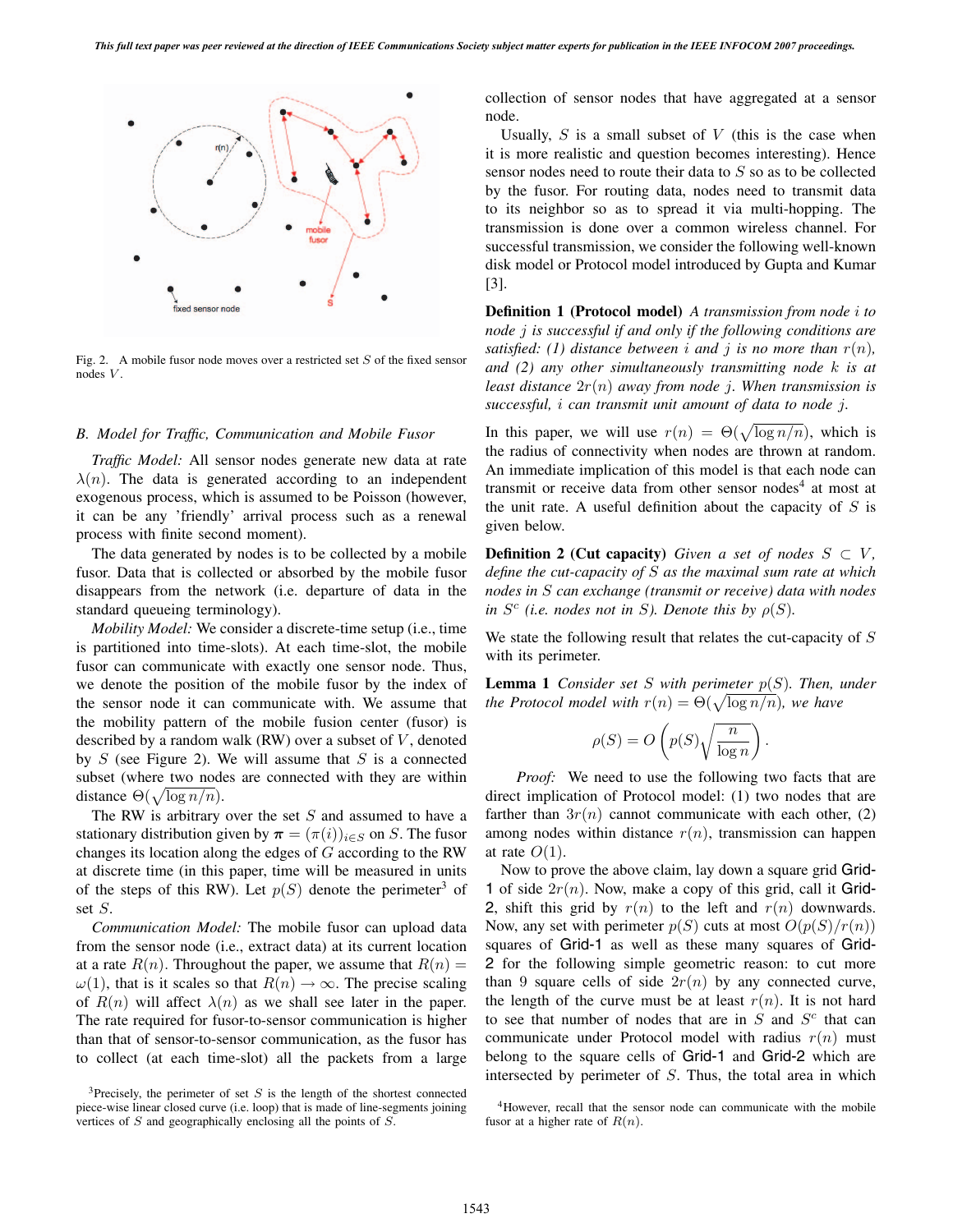Fig. 2. A mobile fusor node moves over a restricted set $S$ of the fixed sensor nodes $V$.

### B. Model for Traffic, Communication and Mobile Fusor

*Traffic Model:* All sensor nodes generate new data at rate $\lambda(n)$. The data is generated according to an independent exogenous process, which is assumed to be Poisson (however, it can be any 'friendly' arrival process such as a renewal process with finite second moment).

The data generated by nodes is to be collected by a mobile fusor. Data that is collected or absorbed by the mobile fusor disappears from the network (i.e. departure of data in the standard queueing terminology).

*Mobility Model:* We consider a discrete-time setup (i.e., time is partitioned into time-slots). At each time-slot, the mobile fusor can communicate with exactly one sensor node. Thus, we denote the position of the mobile fusor by the index of the sensor node it can communicate with. We assume that the mobility pattern of the mobile fusion center (fusor) is described by a random walk (RW) over a subset of $V$, denoted by $S$ (see Figure 2). We will assume that $S$ is a connected subset (where two nodes are connected with they are within distance $\Theta(\sqrt{\log n/n})$.

The RW is arbitrary over the set $S$ and assumed to have a stationary distribution given by $\boldsymbol{\pi} = (\pi(i))_{i \in S}$ on $S$. The fusor changes its location along the edges of $G$ according to the RW at discrete time (in this paper, time will be measured in units of the steps of this RW). Let $p(S)$ denote the perimeter[3] of set $S$.

*Communication Model:* The mobile fusor can upload data from the sensor node (i.e., extract data) at its current location at a rate $R(n)$. Throughout the paper, we assume that $R(n) = \omega(1)$, that is it scales so that $R(n) \to \infty$. The precise scaling of $R(n)$ will affect $\lambda(n)$ as we shall see later in the paper. The rate required for fusor-to-sensor communication is higher than that of sensor-to-sensor communication, as the fusor has to collect (at each time-slot) all the packets from a large collection of sensor nodes that have aggregated at a sensor node.

Usually, $S$ is a small subset of $V$ (this is the case when it is more realistic and question becomes interesting). Hence sensor nodes need to route their data to $S$ so as to be collected by the fusor. For routing data, nodes need to transmit data to its neighbor so as to spread it via multi-hopping. The transmission is done over a common wireless channel. For successful transmission, we consider the following well-known disk model or Protocol model introduced by Gupta and Kumar [3].

**Definition 1 (Protocol model)** *A transmission from node $i$ to node $j$ is successful if and only if the following conditions are satisfied: (1) distance between $i$ and $j$ is no more than $r(n)$, and (2) any other simultaneously transmitting node $k$ is at least distance $2r(n)$ away from node $j$. When transmission is successful, $i$ can transmit unit amount of data to node $j$.*

In this paper, we will use $r(n) = \Theta(\sqrt{\log n/n})$, which is the radius of connectivity when nodes are thrown at random. An immediate implication of this model is that each node can transmit or receive data from other sensor nodes[4] at most at the unit rate. A useful definition about the capacity of $S$ is given below.

**Definition 2 (Cut capacity)** *Given a set of nodes $S \subset V$, define the cut-capacity of $S$ as the maximal sum rate at which nodes in $S$ can exchange (transmit or receive) data with nodes in $S^c$ (i.e. nodes not in $S$). Denote this by $\rho(S)$.*

We state the following result that relates the cut-capacity of $S$ with its perimeter.

**Lemma 1** *Consider set $S$ with perimeter $p(S)$. Then, under the Protocol model with $r(n) = \Theta(\sqrt{\log n/n})$, we have*

$$\rho(S) = O\left(p(S)\sqrt{\frac{n}{\log n}}\right).$$

*Proof:* We need to use the following two facts that are direct implication of Protocol model: (1) two nodes that are farther than $3r(n)$ cannot communicate with each other, (2) among nodes within distance $r(n)$, transmission can happen at rate $O(1)$.

Now to prove the above claim, lay down a square grid Grid-1 of side $2r(n)$. Now, make a copy of this grid, call it Grid-2, shift this grid by $r(n)$ to the left and $r(n)$ downwards. Now, any set with perimeter $p(S)$ cuts at most $O(p(S)/r(n))$ squares of Grid-1 as well as these many squares of Grid-2 for the following simple geometric reason: to cut more than 9 square cells of side $2r(n)$ by any connected curve, the length of the curve must be at least $r(n)$. It is not hard to see that number of nodes that are in $S$ and $S^c$ that can communicate under Protocol model with radius $r(n)$ must belong to the square cells of Grid-1 and Grid-2 which are intersected by perimeter of $S$. Thus, the total area in which

[3] Precisely, the perimeter of set $S$ is the length of the shortest connected piece-wise linear closed curve (i.e. loop) that is made of line-segments joining vertices of $S$ and geographically enclosing all the points of $S$.

[4] However, recall that the sensor node can communicate with the mobile fusor at a higher rate of $R(n)$.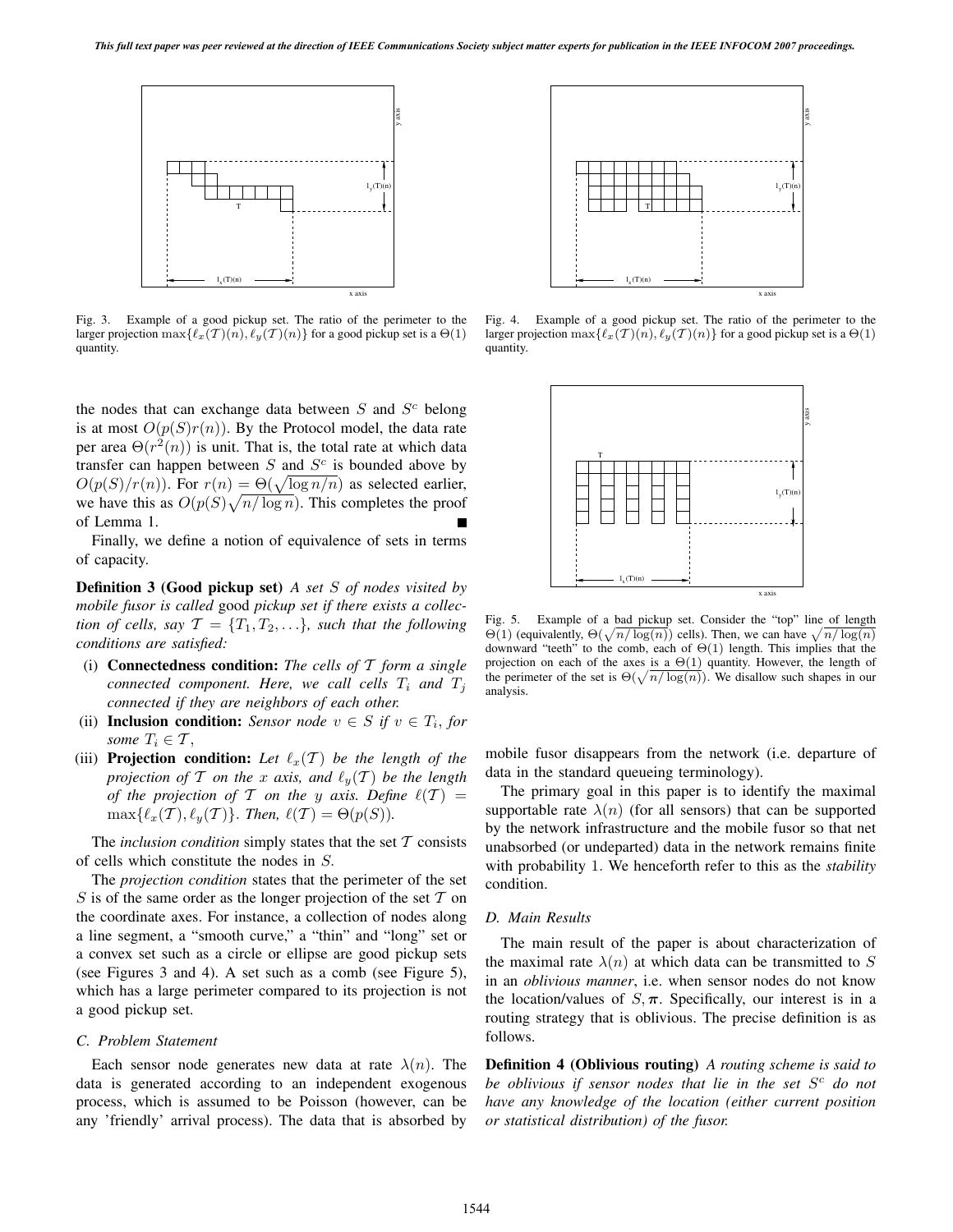Fig. 3. Example of a good pickup set. The ratio of the perimeter to the larger projection $\max\{\ell_x(\mathcal{T})(n), \ell_y(\mathcal{T})(n)\}$ for a good pickup set is a $\Theta(1)$ quantity.

Fig. 4. Example of a good pickup set. The ratio of the perimeter to the larger projection $\max\{\ell_x(\mathcal{T})(n), \ell_y(\mathcal{T})(n)\}$ for a good pickup set is a $\Theta(1)$ quantity.

the nodes that can exchange data between $S$ and $S^c$ belong is at most $O(p(S)r(n))$. By the Protocol model, the data rate per area $\Theta(r^2(n))$ is unit. That is, the total rate at which data transfer can happen between $S$ and $S^c$ is bounded above by $O(p(S)/r(n))$. For $r(n) = \Theta(\sqrt{\log n/n})$ as selected earlier, we have this as $O(p(S)\sqrt{n/\log n})$. This completes the proof of Lemma 1. ■

Finally, we define a notion of equivalence of sets in terms of capacity.

**Definition 3 (Good pickup set)** *A set $S$ of nodes visited by mobile fusor is called* good *pickup set if there exists a collection of cells, say $\mathcal{T} = \{T_1, T_2, \ldots\}$, such that the following conditions are satisfied:*

(i) **Connectedness condition:** *The cells of $\mathcal{T}$ form a single connected component. Here, we call cells $T_i$ and $T_j$ connected if they are neighbors of each other.*

(ii) **Inclusion condition:** *Sensor node $v \in S$ if $v \in T_i$, for some $T_i \in \mathcal{T}$,*

(iii) **Projection condition:** *Let $\ell_x(\mathcal{T})$ be the length of the projection of $\mathcal{T}$ on the $x$ axis, and $\ell_y(\mathcal{T})$ be the length of the projection of $\mathcal{T}$ on the $y$ axis. Define $\ell(\mathcal{T}) = \max\{\ell_x(\mathcal{T}), \ell_y(\mathcal{T})\}$. Then, $\ell(\mathcal{T}) = \Theta(p(S))$.*

The *inclusion condition* simply states that the set $\mathcal{T}$ consists of cells which constitute the nodes in $S$.

The *projection condition* states that the perimeter of the set $S$ is of the same order as the longer projection of the set $\mathcal{T}$ on the coordinate axes. For instance, a collection of nodes along a line segment, a "smooth curve," a "thin" and "long" set or a convex set such as a circle or ellipse are good pickup sets (see Figures 3 and 4). A set such as a comb (see Figure 5), which has a large perimeter compared to its projection is not a good pickup set.

Fig. 5. Example of a bad pickup set. Consider the "top" line of length $\Theta(1)$ (equivalently, $\Theta(\sqrt{n/\log(n)})$ cells). Then, we can have $\sqrt{n/\log(n)}$ downward "teeth" to the comb, each of $\Theta(1)$ length. This implies that the projection on each of the axes is a $\Theta(1)$ quantity. However, the length of the perimeter of the set is $\Theta(\sqrt{n/\log(n)})$. We disallow such shapes in our analysis.

### C. Problem Statement

Each sensor node generates new data at rate $\lambda(n)$. The data is generated according to an independent exogenous process, which is assumed to be Poisson (however, can be any 'friendly' arrival process). The data that is absorbed by mobile fusor disappears from the network (i.e. departure of data in the standard queueing terminology).

The primary goal in this paper is to identify the maximal supportable rate $\lambda(n)$ (for all sensors) that can be supported by the network infrastructure and the mobile fusor so that net unabsorbed (or undeparted) data in the network remains finite with probability 1. We henceforth refer to this as the *stability* condition.

### D. Main Results

The main result of the paper is about characterization of the maximal rate $\lambda(n)$ at which data can be transmitted to $S$ in an *oblivious manner*, i.e. when sensor nodes do not know the location/values of $S, \boldsymbol{\pi}$. Specifically, our interest is in a routing strategy that is oblivious. The precise definition is as follows.

**Definition 4 (Oblivious routing)** *A routing scheme is said to be oblivious if sensor nodes that lie in the set $S^c$ do not have any knowledge of the location (either current position or statistical distribution) of the fusor.*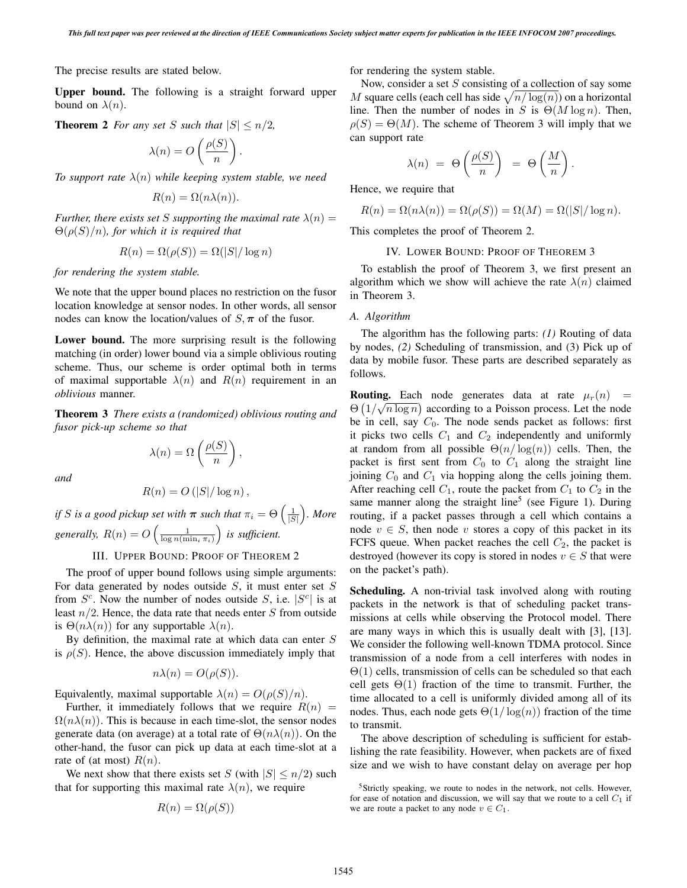The precise results are stated below.

**Upper bound.** The following is a straight forward upper bound on $\lambda(n)$.

**Theorem 2** *For any set $S$ such that $|S| \le n/2$,*

$$\lambda(n) = O\left(\frac{\rho(S)}{n}\right).$$

*To support rate $\lambda(n)$ while keeping system stable, we need*

$$R(n) = \Omega(n\lambda(n)).$$

*Further, there exists set $S$ supporting the maximal rate $\lambda(n) = \Theta(\rho(S)/n)$, for which it is required that*

$$R(n) = \Omega(\rho(S)) = \Omega(|S|/\log n)$$

*for rendering the system stable.*

We note that the upper bound places no restriction on the fusor location knowledge at sensor nodes. In other words, all sensor nodes can know the location/values of $S, \boldsymbol{\pi}$ of the fusor.

**Lower bound.** The more surprising result is the following matching (in order) lower bound via a simple oblivious routing scheme. Thus, our scheme is order optimal both in terms of maximal supportable $\lambda(n)$ and $R(n)$ requirement in an *oblivious* manner.

**Theorem 3** *There exists a (randomized) oblivious routing and fusor pick-up scheme so that*

$$\lambda(n) = \Omega\left(\frac{\rho(S)}{n}\right),$$

*and*

$$R(n) = O\left(|S|/\log n\right),$$

*if $S$ is a good pickup set with $\boldsymbol{\pi}$ such that $\pi_i = \Theta\left(\frac{1}{|S|}\right)$. More generally, $R(n) = O\left(\frac{1}{\log n(\min_i \pi_i)}\right)$ is sufficient.*

## III. Upper Bound: Proof of Theorem 2

The proof of upper bound follows using simple arguments: For data generated by nodes outside $S$, it must enter set $S$ from $S^c$. Now the number of nodes outside $S$, i.e. $|S^c|$ is at least $n/2$. Hence, the data rate that needs enter $S$ from outside is $\Theta(n\lambda(n))$ for any supportable $\lambda(n)$.

By definition, the maximal rate at which data can enter $S$ is $\rho(S)$. Hence, the above discussion immediately imply that

$$n\lambda(n) = O(\rho(S)).$$

Equivalently, maximal supportable $\lambda(n) = O(\rho(S)/n)$.

Further, it immediately follows that we require $R(n) = \Omega(n\lambda(n))$. This is because in each time-slot, the sensor nodes generate data (on average) at a total rate of $\Theta(n\lambda(n))$. On the other-hand, the fusor can pick up data at each time-slot at a rate of (at most) $R(n)$.

We next show that there exists set $S$ (with $|S| \le n/2$) such that for supporting this maximal rate $\lambda(n)$, we require

$$R(n) = \Omega(\rho(S))$$

for rendering the system stable.

Now, consider a set $S$ consisting of a collection of say some $M$ square cells (each cell has side $\sqrt{n/\log(n)}$) on a horizontal line. Then the number of nodes in $S$ is $\Theta(M \log n)$. Then, $\rho(S) = \Theta(M)$. The scheme of Theorem 3 will imply that we can support rate

$$\lambda(n) \;=\; \Theta\left(\frac{\rho(S)}{n}\right) \;=\; \Theta\left(\frac{M}{n}\right).$$

Hence, we require that

$$R(n) = \Omega(n\lambda(n)) = \Omega(\rho(S)) = \Omega(M) = \Omega(|S|/\log n).$$

This completes the proof of Theorem 2.

## IV. Lower Bound: Proof of Theorem 3

To establish the proof of Theorem 3, we first present an algorithm which we show will achieve the rate $\lambda(n)$ claimed in Theorem 3.

### A. Algorithm

The algorithm has the following parts: *(1)* Routing of data by nodes, *(2)* Scheduling of transmission, and (3) Pick up of data by mobile fusor. These parts are described separately as follows.

**Routing.** Each node generates data at rate $\mu_r(n) = \Theta\left(1/\sqrt{n \log n}\right)$ according to a Poisson process. Let the node be in cell, say $C_0$. The node sends packet as follows: first it picks two cells $C_1$ and $C_2$ independently and uniformly at random from all possible $\Theta(n/\log(n))$ cells. Then, the packet is first sent from $C_0$ to $C_1$ along the straight line joining $C_0$ and $C_1$ via hopping along the cells joining them. After reaching cell $C_1$, route the packet from $C_1$ to $C_2$ in the same manner along the straight line[5] (see Figure 1). During routing, if a packet passes through a cell which contains a node $v \in S$, then node $v$ stores a copy of this packet in its FCFS queue. When packet reaches the cell $C_2$, the packet is destroyed (however its copy is stored in nodes $v \in S$ that were on the packet's path).

**Scheduling.** A non-trivial task involved along with routing packets in the network is that of scheduling packet transmissions at cells while observing the Protocol model. There are many ways in which this is usually dealt with [3], [13]. We consider the following well-known TDMA protocol. Since transmission of a node from a cell interferes with nodes in $\Theta(1)$ cells, transmission of cells can be scheduled so that each cell gets $\Theta(1)$ fraction of the time to transmit. Further, the time allocated to a cell is uniformly divided among all of its nodes. Thus, each node gets $\Theta(1/\log(n))$ fraction of the time to transmit.

The above description of scheduling is sufficient for establishing the rate feasibility. However, when packets are of fixed size and we wish to have constant delay on average per hop

[5] Strictly speaking, we route to nodes in the network, not cells. However, for ease of notation and discussion, we will say that we route to a cell $C_1$ if we are route a packet to any node $v \in C_1$.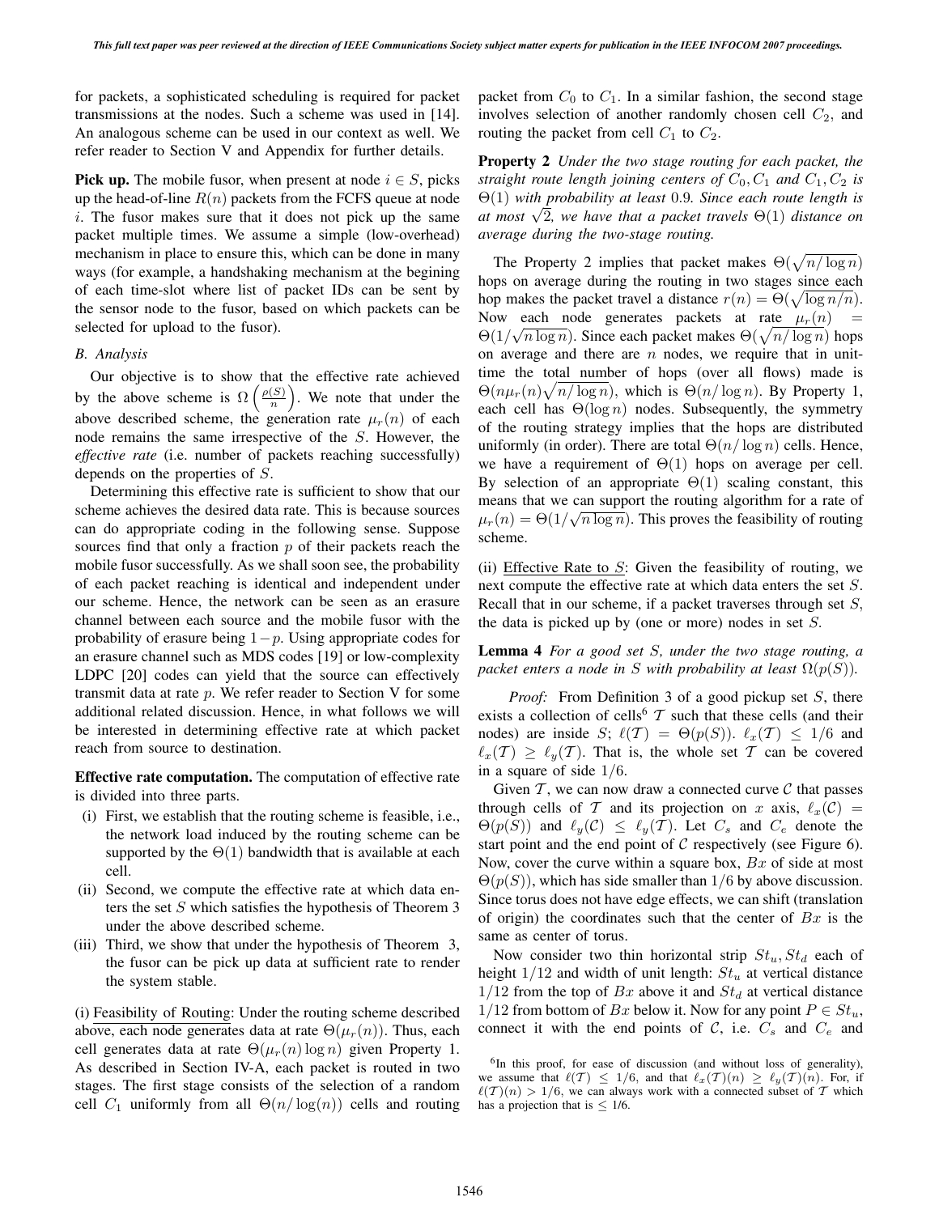for packets, a sophisticated scheduling is required for packet transmissions at the nodes. Such a scheme was used in [14]. An analogous scheme can be used in our context as well. We refer reader to Section V and Appendix for further details.

**Pick up.** The mobile fusor, when present at node $i \in S$, picks up the head-of-line $R(n)$ packets from the FCFS queue at node $i$. The fusor makes sure that it does not pick up the same packet multiple times. We assume a simple (low-overhead) mechanism in place to ensure this, which can be done in many ways (for example, a handshaking mechanism at the begining of each time-slot where list of packet IDs can be sent by the sensor node to the fusor, based on which packets can be selected for upload to the fusor).

### *B. Analysis*

Our objective is to show that the effective rate achieved by the above scheme is $\Omega\left(\frac{\rho(S)}{n}\right)$. We note that under the above described scheme, the generation rate $\mu_r(n)$ of each node remains the same irrespective of the $S$. However, the *effective rate* (i.e. number of packets reaching successfully) depends on the properties of $S$.

Determining this effective rate is sufficient to show that our scheme achieves the desired data rate. This is because sources can do appropriate coding in the following sense. Suppose sources find that only a fraction $p$ of their packets reach the mobile fusor successfully. As we shall soon see, the probability of each packet reaching is identical and independent under our scheme. Hence, the network can be seen as an erasure channel between each source and the mobile fusor with the probability of erasure being $1-p$. Using appropriate codes for an erasure channel such as MDS codes [19] or low-complexity LDPC [20] codes can yield that the source can effectively transmit data at rate $p$. We refer reader to Section V for some additional related discussion. Hence, in what follows we will be interested in determining effective rate at which packet reach from source to destination.

**Effective rate computation.** The computation of effective rate is divided into three parts.

(i) First, we establish that the routing scheme is feasible, i.e., the network load induced by the routing scheme can be supported by the $\Theta(1)$ bandwidth that is available at each cell.
(ii) Second, we compute the effective rate at which data enters the set $S$ which satisfies the hypothesis of Theorem 3 under the above described scheme.
(iii) Third, we show that under the hypothesis of Theorem 3, the fusor can be pick up data at sufficient rate to render the system stable.

(i) Feasibility of Routing: Under the routing scheme described above, each node generates data at rate $\Theta(\mu_r(n))$. Thus, each cell generates data at rate $\Theta(\mu_r(n)\log n)$ given Property 1. As described in Section IV-A, each packet is routed in two stages. The first stage consists of the selection of a random cell $C_1$ uniformly from all $\Theta(n/\log(n))$ cells and routing packet from $C_0$ to $C_1$. In a similar fashion, the second stage involves selection of another randomly chosen cell $C_2$, and routing the packet from cell $C_1$ to $C_2$.

**Property 2** *Under the two stage routing for each packet, the straight route length joining centers of $C_0, C_1$ and $C_1, C_2$ is $\Theta(1)$ with probability at least 0.9. Since each route length is at most $\sqrt{2}$, we have that a packet travels $\Theta(1)$ distance on average during the two-stage routing.*

The Property 2 implies that packet makes $\Theta(\sqrt{n/\log n})$ hops on average during the routing in two stages since each hop makes the packet travel a distance $r(n) = \Theta(\sqrt{\log n/n})$. Now each node generates packets at rate $\mu_r(n) = \Theta(1/\sqrt{n\log n})$. Since each packet makes $\Theta(\sqrt{n/\log n})$ hops on average and there are $n$ nodes, we require that in unit-time the total number of hops (over all flows) made is $\Theta(n\mu_r(n)\sqrt{n/\log n})$, which is $\Theta(n/\log n)$. By Property 1, each cell has $\Theta(\log n)$ nodes. Subsequently, the symmetry of the routing strategy implies that the hops are distributed uniformly (in order). There are total $\Theta(n/\log n)$ cells. Hence, we have a requirement of $\Theta(1)$ hops on average per cell. By selection of an appropriate $\Theta(1)$ scaling constant, this means that we can support the routing algorithm for a rate of $\mu_r(n) = \Theta(1/\sqrt{n\log n})$. This proves the feasibility of routing scheme.

(ii) Effective Rate to $S$: Given the feasibility of routing, we next compute the effective rate at which data enters the set $S$. Recall that in our scheme, if a packet traverses through set $S$, the data is picked up by (one or more) nodes in set $S$.

**Lemma 4** *For a good set $S$, under the two stage routing, a packet enters a node in $S$ with probability at least $\Omega(p(S))$.*

*Proof:* From Definition 3 of a good pickup set $S$, there exists a collection of cells[6] $\mathcal{T}$ such that these cells (and their nodes) are inside $S$; $\ell(\mathcal{T}) = \Theta(p(S))$. $\ell_x(\mathcal{T}) \leq 1/6$ and $\ell_x(\mathcal{T}) \geq \ell_y(\mathcal{T})$. That is, the whole set $\mathcal{T}$ can be covered in a square of side $1/6$.

Given $\mathcal{T}$, we can now draw a connected curve $\mathcal{C}$ that passes through cells of $\mathcal{T}$ and its projection on $x$ axis, $\ell_x(\mathcal{C}) = \Theta(p(S))$ and $\ell_y(\mathcal{C}) \leq \ell_y(\mathcal{T})$. Let $C_s$ and $C_e$ denote the start point and the end point of $\mathcal{C}$ respectively (see Figure 6). Now, cover the curve within a square box, $Bx$ of side at most $\Theta(p(S))$, which has side smaller than $1/6$ by above discussion. Since torus does not have edge effects, we can shift (translation of origin) the coordinates such that the center of $Bx$ is the same as center of torus.

Now consider two thin horizontal strip $St_u, St_d$ each of height $1/12$ and width of unit length: $St_u$ at vertical distance $1/12$ from the top of $Bx$ above it and $St_d$ at vertical distance $1/12$ from bottom of $Bx$ below it. Now for any point $P \in St_u$, connect it with the end points of $\mathcal{C}$, i.e. $C_s$ and $C_e$ and

[6] In this proof, for ease of discussion (and without loss of generality), we assume that $\ell(\mathcal{T}) \leq 1/6$, and that $\ell_x(\mathcal{T})(n) \geq \ell_y(\mathcal{T})(n)$. For, if $\ell(\mathcal{T})(n) > 1/6$, we can always work with a connected subset of $\mathcal{T}$ which has a projection that is $\leq 1/6$.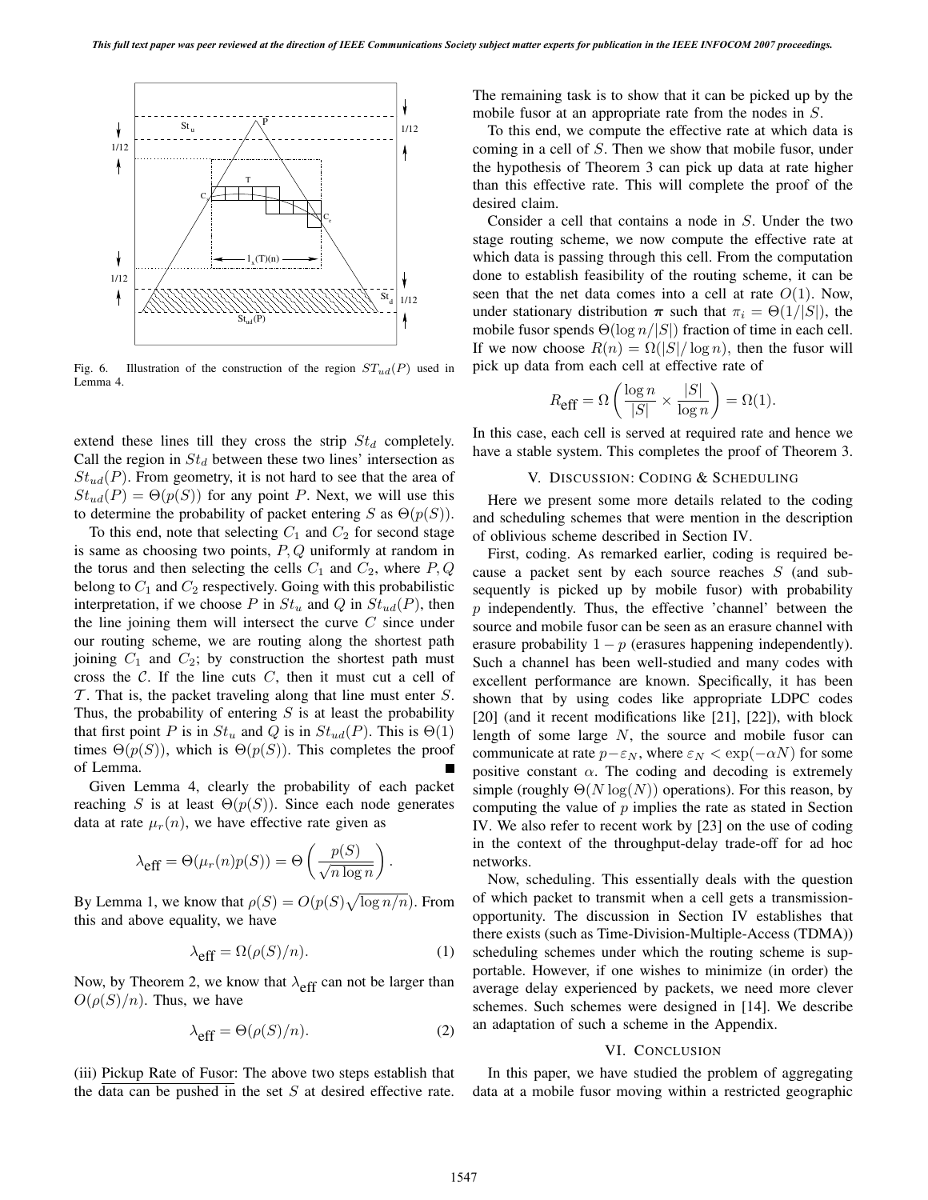Fig. 6. Illustration of the construction of the region $ST_{ud}(P)$ used in Lemma 4.

extend these lines till they cross the strip $St_d$ completely. Call the region in $St_d$ between these two lines' intersection as $St_{ud}(P)$. From geometry, it is not hard to see that the area of $St_{ud}(P) = \Theta(p(S))$ for any point $P$. Next, we will use this to determine the probability of packet entering $S$ as $\Theta(p(S))$.

To this end, note that selecting $C_1$ and $C_2$ for second stage is same as choosing two points, $P, Q$ uniformly at random in the torus and then selecting the cells $C_1$ and $C_2$, where $P, Q$ belong to $C_1$ and $C_2$ respectively. Going with this probabilistic interpretation, if we choose $P$ in $St_u$ and $Q$ in $St_{ud}(P)$, then the line joining them will intersect the curve $C$ since under our routing scheme, we are routing along the shortest path joining $C_1$ and $C_2$; by construction the shortest path must cross the $\mathcal{C}$. If the line cuts $C$, then it must cut a cell of $\mathcal{T}$. That is, the packet traveling along that line must enter $S$. Thus, the probability of entering $S$ is at least the probability that first point $P$ is in $St_u$ and $Q$ is in $St_{ud}(P)$. This is $\Theta(1)$ times $\Theta(p(S))$, which is $\Theta(p(S))$. This completes the proof of Lemma. ∎

Given Lemma 4, clearly the probability of each packet reaching $S$ is at least $\Theta(p(S))$. Since each node generates data at rate $\mu_r(n)$, we have effective rate given as

$$\lambda_{\text{eff}} = \Theta(\mu_r(n)p(S)) = \Theta\left(\frac{p(S)}{\sqrt{n \log n}}\right).$$

By Lemma 1, we know that $\rho(S) = O(p(S)\sqrt{\log n/n})$. From this and above equality, we have

$$\lambda_{\text{eff}} = \Omega(\rho(S)/n). \tag{1}$$

Now, by Theorem 2, we know that $\lambda_{\text{eff}}$ can not be larger than $O(\rho(S)/n)$. Thus, we have

$$\lambda_{\text{eff}} = \Theta(\rho(S)/n). \tag{2}$$

(iii) Pickup Rate of Fusor: The above two steps establish that the data can be pushed in the set $S$ at desired effective rate. The remaining task is to show that it can be picked up by the mobile fusor at an appropriate rate from the nodes in $S$.

To this end, we compute the effective rate at which data is coming in a cell of $S$. Then we show that mobile fusor, under the hypothesis of Theorem 3 can pick up data at rate higher than this effective rate. This will complete the proof of the desired claim.

Consider a cell that contains a node in $S$. Under the two stage routing scheme, we now compute the effective rate at which data is passing through this cell. From the computation done to establish feasibility of the routing scheme, it can be seen that the net data comes into a cell at rate $O(1)$. Now, under stationary distribution $\boldsymbol{\pi}$ such that $\pi_i = \Theta(1/|S|)$, the mobile fusor spends $\Theta(\log n/|S|)$ fraction of time in each cell. If we now choose $R(n) = \Omega(|S|/\log n)$, then the fusor will pick up data from each cell at effective rate of

$$R_{\text{eff}} = \Omega\left(\frac{\log n}{|S|} \times \frac{|S|}{\log n}\right) = \Omega(1).$$

In this case, each cell is served at required rate and hence we have a stable system. This completes the proof of Theorem 3.

## V. Discussion: Coding & Scheduling

Here we present some more details related to the coding and scheduling schemes that were mention in the description of oblivious scheme described in Section IV.

First, coding. As remarked earlier, coding is required because a packet sent by each source reaches $S$ (and subsequently is picked up by mobile fusor) with probability $p$ independently. Thus, the effective 'channel' between the source and mobile fusor can be seen as an erasure channel with erasure probability $1 - p$ (erasures happening independently). Such a channel has been well-studied and many codes with excellent performance are known. Specifically, it has been shown that by using codes like appropriate LDPC codes [20] (and it recent modifications like [21], [22]), with block length of some large $N$, the source and mobile fusor can communicate at rate $p - \varepsilon_N$, where $\varepsilon_N < \exp(-\alpha N)$ for some positive constant $\alpha$. The coding and decoding is extremely simple (roughly $\Theta(N \log(N))$ operations). For this reason, by computing the value of $p$ implies the rate as stated in Section IV. We also refer to recent work by [23] on the use of coding in the context of the throughput-delay trade-off for ad hoc networks.

Now, scheduling. This essentially deals with the question of which packet to transmit when a cell gets a transmission-opportunity. The discussion in Section IV establishes that there exists (such as Time-Division-Multiple-Access (TDMA)) scheduling schemes under which the routing scheme is supportable. However, if one wishes to minimize (in order) the average delay experienced by packets, we need more clever schemes. Such schemes were designed in [14]. We describe an adaptation of such a scheme in the Appendix.

## VI. Conclusion

In this paper, we have studied the problem of aggregating data at a mobile fusor moving within a restricted geographic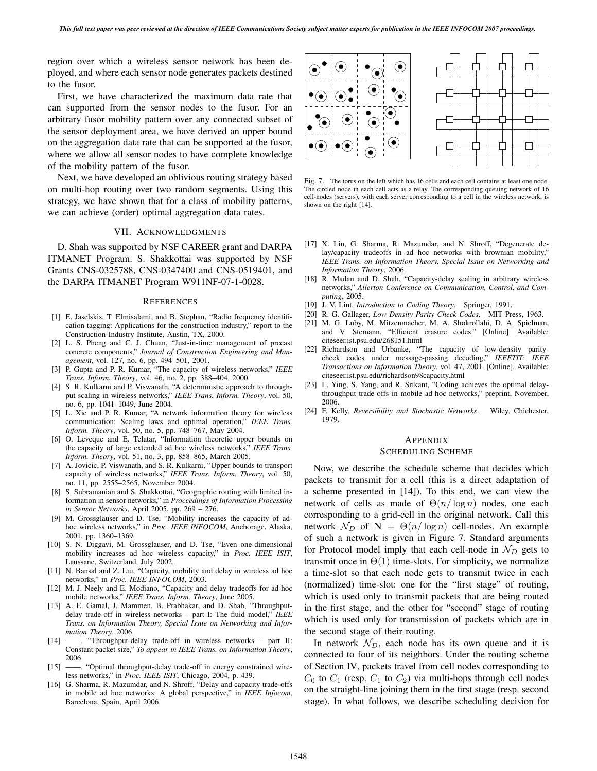region over which a wireless sensor network has been deployed, and where each sensor node generates packets destined to the fusor.

First, we have characterized the maximum data rate that can supported from the sensor nodes to the fusor. For an arbitrary fusor mobility pattern over any connected subset of the sensor deployment area, we have derived an upper bound on the aggregation data rate that can be supported at the fusor, where we allow all sensor nodes to have complete knowledge of the mobility pattern of the fusor.

Next, we have developed an oblivious routing strategy based on multi-hop routing over two random segments. Using this strategy, we have shown that for a class of mobility patterns, we can achieve (order) optimal aggregation data rates.

## VII. Acknowledgments

D. Shah was supported by NSF CAREER grant and DARPA ITMANET Program. S. Shakkottai was supported by NSF Grants CNS-0325788, CNS-0347400 and CNS-0519401, and the DARPA ITMANET Program W911NF-07-1-0028.

## References

[1] E. Jaselskis, T. Elmisalami, and B. Stephan, "Radio frequency identification tagging: Applications for the construction industry," report to the Construction Industry Institute, Austin, TX, 2000.

[2] L. S. Pheng and C. J. Chuan, "Just-in-time management of precast concrete components," *Journal of Construction Engineering and Management*, vol. 127, no. 6, pp. 494–501, 2001.

[3] P. Gupta and P. R. Kumar, "The capacity of wireless networks," *IEEE Trans. Inform. Theory*, vol. 46, no. 2, pp. 388–404, 2000.

[4] S. R. Kulkarni and P. Viswanath, "A deterministic approach to throughput scaling in wireless networks," *IEEE Trans. Inform. Theory*, vol. 50, no. 6, pp. 1041–1049, June 2004.

[5] L. Xie and P. R. Kumar, "A network information theory for wireless communication: Scaling laws and optimal operation," *IEEE Trans. Inform. Theory*, vol. 50, no. 5, pp. 748–767, May 2004.

[6] O. Leveque and E. Telatar, "Information theoretic upper bounds on the capacity of large extended ad hoc wireless networks," *IEEE Trans. Inform. Theory*, vol. 51, no. 3, pp. 858–865, March 2005.

[7] A. Jovicic, P. Viswanath, and S. R. Kulkarni, "Upper bounds to transport capacity of wireless networks," *IEEE Trans. Inform. Theory*, vol. 50, no. 11, pp. 2555–2565, November 2004.

[8] S. Subramanian and S. Shakkottai, "Geographic routing with limited information in sensor networks," in *Proceedings of Information Processing in Sensor Networks*, April 2005, pp. 269 – 276.

[9] M. Grossglauser and D. Tse, "Mobility increases the capacity of ad-hoc wireless networks," in *Proc. IEEE INFOCOM*, Anchorage, Alaska, 2001, pp. 1360–1369.

[10] S. N. Diggavi, M. Grossglauser, and D. Tse, "Even one-dimensional mobility increases ad hoc wireless capacity," in *Proc. IEEE ISIT*, Laussane, Switzerland, July 2002.

[11] N. Bansal and Z. Liu, "Capacity, mobility and delay in wireless ad hoc networks," in *Proc. IEEE INFOCOM*, 2003.

[12] M. J. Neely and E. Modiano, "Capacity and delay tradeoffs for ad-hoc mobile networks," *IEEE Trans. Inform. Theory*, June 2005.

[13] A. E. Gamal, J. Mammen, B. Prabhakar, and D. Shah, "Throughput-delay trade-off in wireless networks – part I: The fluid model," *IEEE Trans. on Information Theory, Special Issue on Networking and Information Theory*, 2006.

[14] ——, "Throughput-delay trade-off in wireless networks – part II: Constant packet size," *To appear in IEEE Trans. on Information Theory*, 2006.

[15] ——, "Optimal throughput-delay trade-off in energy constrained wireless networks," in *Proc. IEEE ISIT*, Chicago, 2004, p. 439.

[16] G. Sharma, R. Mazumdar, and N. Shroff, "Delay and capacity trade-offs in mobile ad hoc networks: A global perspective," in *IEEE Infocom*, Barcelona, Spain, April 2006.

Fig. 7. The torus on the left which has 16 cells and each cell contains at least one node. The circled node in each cell acts as a relay. The corresponding queuing network of 16 cell-nodes (servers), with each server corresponding to a cell in the wireless network, is shown on the right [14].

[17] X. Lin, G. Sharma, R. Mazumdar, and N. Shroff, "Degenerate delay/capacity tradeoffs in ad hoc networks with brownian mobility," *IEEE Trans. on Information Theory, Special Issue on Networking and Information Theory*, 2006.

[18] R. Madan and D. Shah, "Capacity-delay scaling in arbitrary wireless networks," *Allerton Conference on Communication, Control, and Computing*, 2005.

[19] J. V. Lint, *Introduction to Coding Theory*. Springer, 1991.

[20] R. G. Gallager, *Low Density Parity Check Codes*. MIT Press, 1963.

[21] M. G. Luby, M. Mitzenmacher, M. A. Shokrollahi, D. A. Spielman, and V. Stemann, "Efficient erasure codes." [Online]. Available: citeseer.ist.psu.edu/268151.html

[22] Richardson and Urbanke, "The capacity of low-density parity-check codes under message-passing decoding," *IEEETIT: IEEE Transactions on Information Theory*, vol. 47, 2001. [Online]. Available: citeseer.ist.psu.edu/richardson98capacity.html

[23] L. Ying, S. Yang, and R. Srikant, "Coding achieves the optimal delay-throughput trade-offs in mobile ad-hoc networks," preprint, November, 2006.

[24] F. Kelly, *Reversibility and Stochastic Networks*. Wiley, Chichester, 1979.

## Appendix
## Scheduling Scheme

Now, we describe the schedule scheme that decides which packets to transmit for a cell (this is a direct adaptation of a scheme presented in [14]). To this end, we can view the network of cells as made of $\Theta(n/\log n)$ nodes, one each corresponding to a grid-cell in the original network. Call this network $\mathcal{N}_D$ of $\mathbf{N} = \Theta(n/\log n)$ cell-nodes. An example of such a network is given in Figure 7. Standard arguments for Protocol model imply that each cell-node in $\mathcal{N}_D$ gets to transmit once in $\Theta(1)$ time-slots. For simplicity, we normalize a time-slot so that each node gets to transmit twice in each (normalized) time-slot: one for the "first stage" of routing, which is used only to transmit packets that are being routed in the first stage, and the other for "second" stage of routing which is used only for transmission of packets which are in the second stage of their routing.

In network $\mathcal{N}_D$, each node has its own queue and it is connected to four of its neighbors. Under the routing scheme of Section IV, packets travel from cell nodes corresponding to $C_0$ to $C_1$ (resp. $C_1$ to $C_2$) via multi-hops through cell nodes on the straight-line joining them in the first stage (resp. second stage). In what follows, we describe scheduling decision for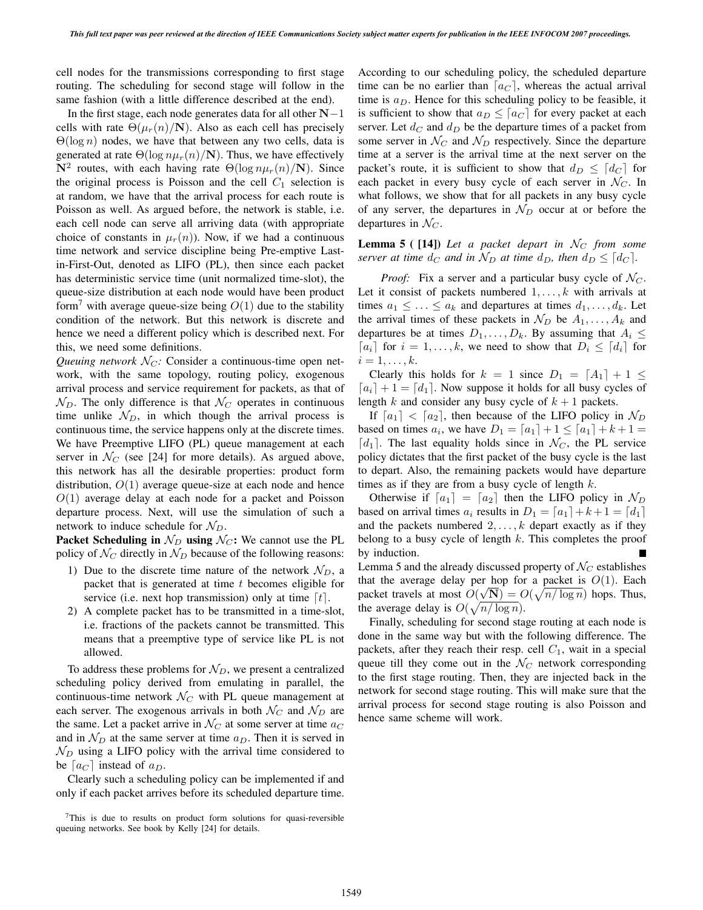cell nodes for the transmissions corresponding to first stage routing. The scheduling for second stage will follow in the same fashion (with a little difference described at the end).

In the first stage, each node generates data for all other $\mathbf{N}-1$ cells with rate $\Theta(\mu_r(n)/\mathbf{N})$. Also as each cell has precisely $\Theta(\log n)$ nodes, we have that between any two cells, data is generated at rate $\Theta(\log n\mu_r(n)/\mathbf{N})$. Thus, we have effectively $\mathbf{N}^2$ routes, with each having rate $\Theta(\log n\mu_r(n)/\mathbf{N})$. Since the original process is Poisson and the cell $C_1$ selection is at random, we have that the arrival process for each route is Poisson as well. As argued before, the network is stable, i.e. each cell node can serve all arriving data (with appropriate choice of constants in $\mu_r(n)$). Now, if we had a continuous time network and service discipline being Pre-emptive Last-in-First-Out, denoted as LIFO (PL), then since each packet has deterministic service time (unit normalized time-slot), the queue-size distribution at each node would have been product form[7] with average queue-size being $O(1)$ due to the stability condition of the network. But this network is discrete and hence we need a different policy which is described next. For this, we need some definitions.

*Queuing network $\mathcal{N}_C$:* Consider a continuous-time open network, with the same topology, routing policy, exogenous arrival process and service requirement for packets, as that of $\mathcal{N}_D$. The only difference is that $\mathcal{N}_C$ operates in continuous time unlike $\mathcal{N}_D$, in which though the arrival process is continuous time, the service happens only at the discrete times. We have Preemptive LIFO (PL) queue management at each server in $\mathcal{N}_C$ (see [24] for more details). As argued above, this network has all the desirable properties: product form distribution, $O(1)$ average queue-size at each node and hence $O(1)$ average delay at each node for a packet and Poisson departure process. Next, will use the simulation of such a network to induce schedule for $\mathcal{N}_D$.

**Packet Scheduling in $\mathcal{N}_D$ using $\mathcal{N}_C$:** We cannot use the PL policy of $\mathcal{N}_C$ directly in $\mathcal{N}_D$ because of the following reasons:

1) Due to the discrete time nature of the network $\mathcal{N}_D$, a packet that is generated at time $t$ becomes eligible for service (i.e. next hop transmission) only at time $\lceil t \rceil$.
2) A complete packet has to be transmitted in a time-slot, i.e. fractions of the packets cannot be transmitted. This means that a preemptive type of service like PL is not allowed.

To address these problems for $\mathcal{N}_D$, we present a centralized scheduling policy derived from emulating in parallel, the continuous-time network $\mathcal{N}_C$ with PL queue management at each server. The exogenous arrivals in both $\mathcal{N}_C$ and $\mathcal{N}_D$ are the same. Let a packet arrive in $\mathcal{N}_C$ at some server at time $a_C$ and in $\mathcal{N}_D$ at the same server at time $a_D$. Then it is served in $\mathcal{N}_D$ using a LIFO policy with the arrival time considered to be $\lceil a_C \rceil$ instead of $a_D$.

Clearly such a scheduling policy can be implemented if and only if each packet arrives before its scheduled departure time. According to our scheduling policy, the scheduled departure time can be no earlier than $\lceil a_C \rceil$, whereas the actual arrival time is $a_D$. Hence for this scheduling policy to be feasible, it is sufficient to show that $a_D \leq \lceil a_C \rceil$ for every packet at each server. Let $d_C$ and $d_D$ be the departure times of a packet from some server in $\mathcal{N}_C$ and $\mathcal{N}_D$ respectively. Since the departure time at a server is the arrival time at the next server on the packet's route, it is sufficient to show that $d_D \leq \lceil d_C \rceil$ for each packet in every busy cycle of each server in $\mathcal{N}_C$. In what follows, we show that for all packets in any busy cycle of any server, the departures in $\mathcal{N}_D$ occur at or before the departures in $\mathcal{N}_C$.

**Lemma 5 ( [14])** *Let a packet depart in $\mathcal{N}_C$ from some server at time $d_C$ and in $\mathcal{N}_D$ at time $d_D$, then $d_D \leq \lceil d_C \rceil$.*

*Proof:* Fix a server and a particular busy cycle of $\mathcal{N}_C$. Let it consist of packets numbered $1, \ldots, k$ with arrivals at times $a_1 \leq \ldots \leq a_k$ and departures at times $d_1, \ldots, d_k$. Let the arrival times of these packets in $\mathcal{N}_D$ be $A_1, \ldots, A_k$ and departures be at times $D_1, \ldots, D_k$. By assuming that $A_i \leq \lceil a_i \rceil$ for $i = 1, \ldots, k$, we need to show that $D_i \leq \lceil d_i \rceil$ for $i = 1, \ldots, k$.

Clearly this holds for $k = 1$ since $D_1 = \lceil A_1 \rceil + 1 \leq \lceil a_i \rceil + 1 = \lceil d_1 \rceil$. Now suppose it holds for all busy cycles of length $k$ and consider any busy cycle of $k + 1$ packets.

If $\lceil a_1 \rceil < \lceil a_2 \rceil$, then because of the LIFO policy in $\mathcal{N}_D$ based on times $a_i$, we have $D_1 = \lceil a_1 \rceil + 1 \leq \lceil a_1 \rceil + k + 1 = \lceil d_1 \rceil$. The last equality holds since in $\mathcal{N}_C$, the PL service policy dictates that the first packet of the busy cycle is the last to depart. Also, the remaining packets would have departure times as if they are from a busy cycle of length $k$.

Otherwise if $\lceil a_1 \rceil = \lceil a_2 \rceil$ then the LIFO policy in $\mathcal{N}_D$ based on arrival times $a_i$ results in $D_1 = \lceil a_1 \rceil + k + 1 = \lceil d_1 \rceil$ and the packets numbered $2, \ldots, k$ depart exactly as if they belong to a busy cycle of length $k$. This completes the proof by induction. ■

Lemma 5 and the already discussed property of $\mathcal{N}_C$ establishes that the average delay per hop for a packet is $O(1)$. Each packet travels at most $O(\sqrt{\mathbf{N}}) = O(\sqrt{n/\log n})$ hops. Thus, the average delay is $O(\sqrt{n/\log n})$.

Finally, scheduling for second stage routing at each node is done in the same way but with the following difference. The packets, after they reach their resp. cell $C_1$, wait in a special queue till they come out in the $\mathcal{N}_C$ network corresponding to the first stage routing. Then, they are injected back in the network for second stage routing. This will make sure that the arrival process for second stage routing is also Poisson and hence same scheme will work.

[7] This is due to results on product form solutions for quasi-reversible queuing networks. See book by Kelly [24] for details.